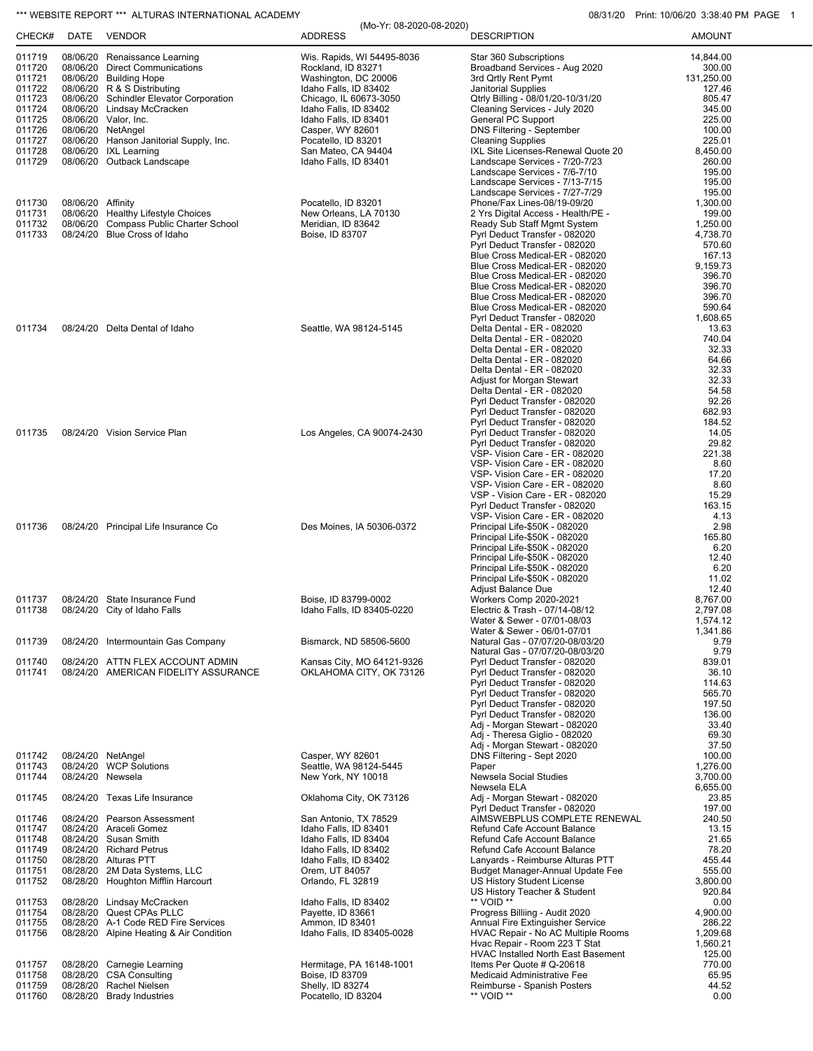*** WEBSITE REPORT *** ALTURAS INTERNATIONAL ACADEMY

08/31/20 Print: 10/06/20 3:38:40 PM

(Mo-Yr: 08-2020-08-2020)

| CHECK# | DATE | VENDOR | ADDRESS | DESCRIPTION | AMOUNT |
|---|---|---|---|---|---|
| 011719 | 08/06/20 | Renaissance Learning | Wis. Rapids, WI 54495-8036 | Star 360 Subscriptions | 14,844.00 |
| 011720 | 08/06/20 | Direct Communications | Rockland, ID 83271 | Broadband Services - Aug 2020 | 300.00 |
| 011721 | 08/06/20 | Building Hope | Washington, DC 20006 | 3rd Qrtly Rent Pymt | 131,250.00 |
| 011722 | 08/06/20 | R & S Distributing | Idaho Falls, ID 83402 | Janitorial Supplies | 127.46 |
| 011723 | 08/06/20 | Schindler Elevator Corporation | Chicago, IL 60673-3050 | Qtrly Billing - 08/01/20-10/31/20 | 805.47 |
| 011724 | 08/06/20 | Lindsay McCracken | Idaho Falls, ID 83402 | Cleaning Services - July 2020 | 345.00 |
| 011725 | 08/06/20 | Valor, Inc. | Idaho Falls, ID 83401 | General PC Support | 225.00 |
| 011726 | 08/06/20 | NetAngel | Casper, WY 82601 | DNS Filtering - September | 100.00 |
| 011727 | 08/06/20 | Hanson Janitorial Supply, Inc. | Pocatello, ID 83201 | Cleaning Supplies | 225.01 |
| 011728 | 08/06/20 | IXL Learning | San Mateo, CA 94404 | IXL Site Licenses-Renewal Quote 20 | 8,450.00 |
| 011729 | 08/06/20 | Outback Landscape | Idaho Falls, ID 83401 | Landscape Services - 7/20-7/23 | 260.00 |
| | | | | Landscape Services - 7/6-7/10 | 195.00 |
| | | | | Landscape Services - 7/13-7/15 | 195.00 |
| | | | | Landscape Services - 7/27-7/29 | 195.00 |
| 011730 | 08/06/20 | Affinity | Pocatello, ID 83201 | Phone/Fax Lines-08/19-09/20 | 1,300.00 |
| 011731 | 08/06/20 | Healthy Lifestyle Choices | New Orleans, LA 70130 | 2 Yrs Digital Access - Health/PE - | 199.00 |
| 011732 | 08/06/20 | Compass Public Charter School | Meridian, ID 83642 | Ready Sub Staff Mgmt System | 1,250.00 |
| 011733 | 08/24/20 | Blue Cross of Idaho | Boise, ID 83707 | Pyrl Deduct Transfer - 082020 | 4,738.70 |
| | | | | Pyrl Deduct Transfer - 082020 | 570.60 |
| | | | | Blue Cross Medical-ER - 082020 | 167.13 |
| | | | | Blue Cross Medical-ER - 082020 | 9,159.73 |
| | | | | Blue Cross Medical-ER - 082020 | 396.70 |
| | | | | Blue Cross Medical-ER - 082020 | 396.70 |
| | | | | Blue Cross Medical-ER - 082020 | 396.70 |
| | | | | Blue Cross Medical-ER - 082020 | 590.64 |
| | | | | Pyrl Deduct Transfer - 082020 | 1,608.65 |
| 011734 | 08/24/20 | Delta Dental of Idaho | Seattle, WA 98124-5145 | Delta Dental - ER - 082020 | 13.63 |
| | | | | Delta Dental - ER - 082020 | 740.04 |
| | | | | Delta Dental - ER - 082020 | 32.33 |
| | | | | Delta Dental - ER - 082020 | 64.66 |
| | | | | Delta Dental - ER - 082020 | 32.33 |
| | | | | Adjust for Morgan Stewart | 32.33 |
| | | | | Delta Dental - ER - 082020 | 54.58 |
| | | | | Pyrl Deduct Transfer - 082020 | 92.26 |
| | | | | Pyrl Deduct Transfer - 082020 | 682.93 |
| | | | | Pyrl Deduct Transfer - 082020 | 184.52 |
| 011735 | 08/24/20 | Vision Service Plan | Los Angeles, CA 90074-2430 | Pyrl Deduct Transfer - 082020 | 14.05 |
| | | | | Pyrl Deduct Transfer - 082020 | 29.82 |
| | | | | VSP- Vision Care - ER - 082020 | 221.38 |
| | | | | VSP- Vision Care - ER - 082020 | 8.60 |
| | | | | VSP- Vision Care - ER - 082020 | 17.20 |
| | | | | VSP- Vision Care - ER - 082020 | 8.60 |
| | | | | VSP - Vision Care - ER - 082020 | 15.29 |
| | | | | Pyrl Deduct Transfer - 082020 | 163.15 |
| | | | | VSP- Vision Care - ER - 082020 | 4.13 |
| 011736 | 08/24/20 | Principal Life Insurance Co | Des Moines, IA 50306-0372 | Principal Life-$50K - 082020 | 2.98 |
| | | | | Principal Life-$50K - 082020 | 165.80 |
| | | | | Principal Life-$50K - 082020 | 6.20 |
| | | | | Principal Life-$50K - 082020 | 12.40 |
| | | | | Principal Life-$50K - 082020 | 6.20 |
| | | | | Principal Life-$50K - 082020 | 11.02 |
| | | | | Adjust Balance Due | 12.40 |
| 011737 | 08/24/20 | State Insurance Fund | Boise, ID 83799-0002 | Workers Comp 2020-2021 | 8,767.00 |
| 011738 | 08/24/20 | City of Idaho Falls | Idaho Falls, ID 83405-0220 | Electric & Trash - 07/14-08/12 | 2,797.08 |
| | | | | Water & Sewer - 07/01-08/03 | 1,574.12 |
| | | | | Water & Sewer - 06/01-07/01 | 1,341.86 |
| 011739 | 08/24/20 | Intermountain Gas Company | Bismarck, ND 58506-5600 | Natural Gas - 07/07/20-08/03/20 | 9.79 |
| | | | | Natural Gas - 07/07/20-08/03/20 | 9.79 |
| 011740 | 08/24/20 | ATTN FLEX ACCOUNT ADMIN | Kansas City, MO 64121-9326 | Pyrl Deduct Transfer - 082020 | 839.01 |
| 011741 | 08/24/20 | AMERICAN FIDELITY ASSURANCE | OKLAHOMA CITY, OK 73126 | Pyrl Deduct Transfer - 082020 | 36.10 |
| | | | | Pyrl Deduct Transfer - 082020 | 114.63 |
| | | | | Pyrl Deduct Transfer - 082020 | 565.70 |
| | | | | Pyrl Deduct Transfer - 082020 | 197.50 |
| | | | | Pyrl Deduct Transfer - 082020 | 136.00 |
| | | | | Adj - Morgan Stewart - 082020 | 33.40 |
| | | | | Adj - Theresa Giglio - 082020 | 69.30 |
| | | | | Adj - Morgan Stewart - 082020 | 37.50 |
| 011742 | 08/24/20 | NetAngel | Casper, WY 82601 | DNS Filtering - Sept 2020 | 100.00 |
| 011743 | 08/24/20 | WCP Solutions | Seattle, WA 98124-5445 | Paper | 1,276.00 |
| 011744 | 08/24/20 | Newsela | New York, NY 10018 | Newsela Social Studies | 3,700.00 |
| | | | | Newsela ELA | 6,655.00 |
| 011745 | 08/24/20 | Texas Life Insurance | Oklahoma City, OK 73126 | Adj - Morgan Stewart - 082020 | 23.85 |
| | | | | Pyrl Deduct Transfer - 082020 | 197.00 |
| 011746 | 08/24/20 | Pearson Assessment | San Antonio, TX 78529 | AIMSWEBPLUS COMPLETE RENEWAL | 240.50 |
| 011747 | 08/24/20 | Araceli Gomez | Idaho Falls, ID 83401 | Refund Cafe Account Balance | 13.15 |
| 011748 | 08/24/20 | Susan Smith | Idaho Falls, ID 83404 | Refund Cafe Account Balance | 21.65 |
| 011749 | 08/24/20 | Richard Petrus | Idaho Falls, ID 83402 | Refund Cafe Account Balance | 78.20 |
| 011750 | 08/28/20 | Alturas PTT | Idaho Falls, ID 83402 | Lanyards - Reimburse Alturas PTT | 455.44 |
| 011751 | 08/28/20 | 2M Data Systems, LLC | Orem, UT 84057 | Budget Manager-Annual Update Fee | 555.00 |
| 011752 | 08/28/20 | Houghton Mifflin Harcourt | Orlando, FL 32819 | US History Student License | 3,800.00 |
| | | | | US History Teacher & Student | 920.84 |
| 011753 | 08/28/20 | Lindsay McCracken | Idaho Falls, ID 83402 | ** VOID ** | 0.00 |
| 011754 | 08/28/20 | Quest CPAs PLLC | Payette, ID 83661 | Progress Billiing - Audit 2020 | 4,900.00 |
| 011755 | 08/28/20 | A-1 Code RED Fire Services | Ammon, ID 83401 | Annual Fire Extinguisher Service | 286.22 |
| 011756 | 08/28/20 | Alpine Heating & Air Condition | Idaho Falls, ID 83405-0028 | HVAC Repair - No AC Multiple Rooms | 1,209.68 |
| | | | | Hvac Repair - Room 223 T Stat | 1,560.21 |
| | | | | HVAC Installed North East Basement | 125.00 |
| 011757 | 08/28/20 | Carnegie Learning | Hermitage, PA 16148-1001 | Items Per Quote # Q-20618 | 770.00 |
| 011758 | 08/28/20 | CSA Consulting | Boise, ID 83709 | Medicaid Administrative Fee | 65.95 |
| 011759 | 08/28/20 | Rachel Nielsen | Shelly, ID 83274 | Reimburse - Spanish Posters | 44.52 |
| 011760 | 08/28/20 | Brady Industries | Pocatello, ID 83204 | ** VOID ** | 0.00 |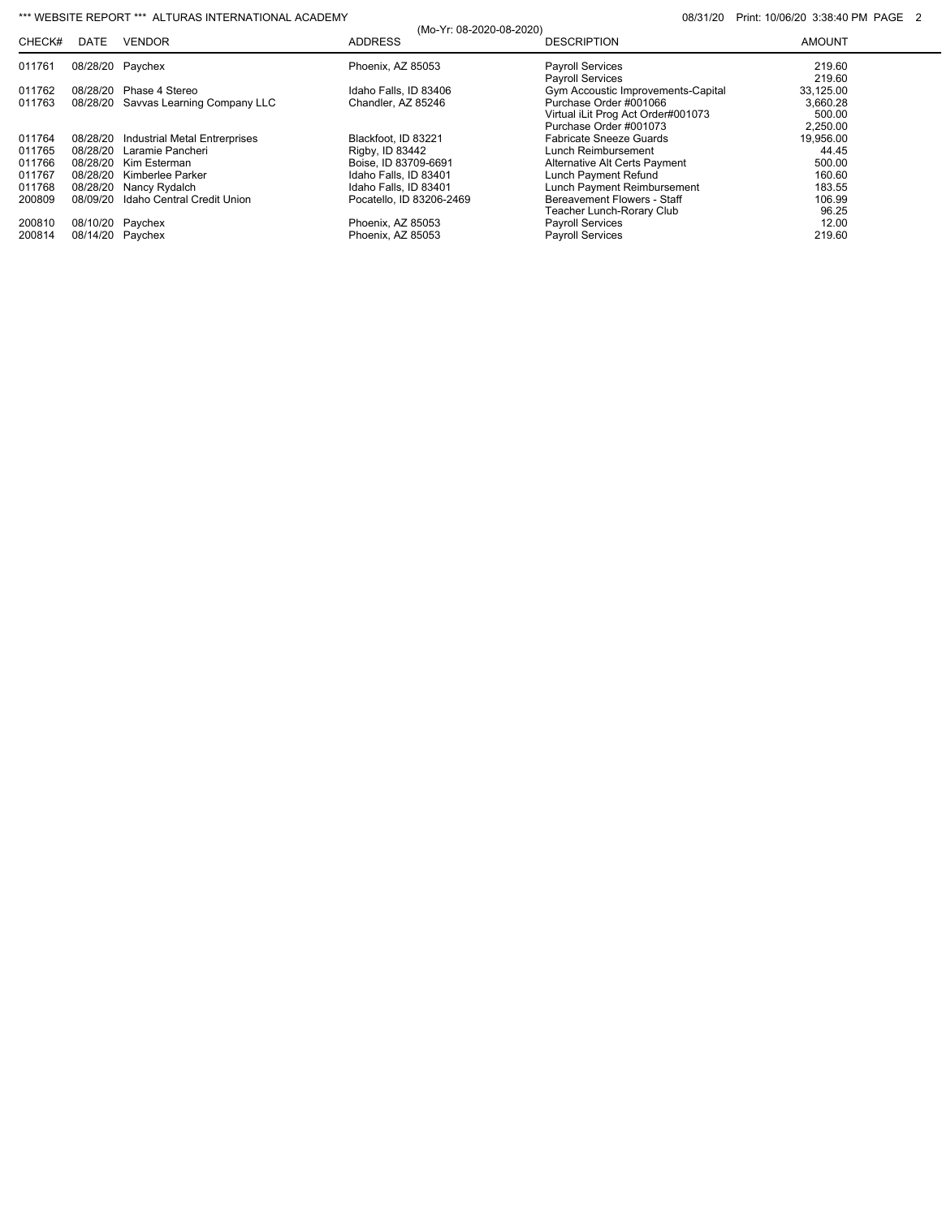| CHECK# | DATE | VENDOR | ADDRESS | DESCRIPTION | AMOUNT |
|---|---|---|---|---|---|
| 011761 | 08/28/20 | Paychex | Phoenix, AZ 85053 | Payroll Services | 219.60 |
| | | | | Payroll Services | 219.60 |
| 011762 | 08/28/20 | Phase 4 Stereo | Idaho Falls, ID 83406 | Gym Accoustic Improvements-Capital | 33,125.00 |
| 011763 | 08/28/20 | Savvas Learning Company LLC | Chandler, AZ 85246 | Purchase Order #001066 | 3,660.28 |
| | | | | Virtual iLit Prog Act Order#001073 | 500.00 |
| | | | | Purchase Order #001073 | 2,250.00 |
| 011764 | 08/28/20 | Industrial Metal Entrerprises | Blackfoot, ID 83221 | Fabricate Sneeze Guards | 19,956.00 |
| 011765 | 08/28/20 | Laramie Pancheri | Rigby, ID 83442 | Lunch Reimbursement | 44.45 |
| 011766 | 08/28/20 | Kim Esterman | Boise, ID 83709-6691 | Alternative Alt Certs Payment | 500.00 |
| 011767 | 08/28/20 | Kimberlee Parker | Idaho Falls, ID 83401 | Lunch Payment Refund | 160.60 |
| 011768 | 08/28/20 | Nancy Rydalch | Idaho Falls, ID 83401 | Lunch Payment Reimbursement | 183.55 |
| 200809 | 08/09/20 | Idaho Central Credit Union | Pocatello, ID 83206-2469 | Bereavement Flowers - Staff | 106.99 |
| | | | | Teacher Lunch-Rorary Club | 96.25 |
| 200810 | 08/10/20 | Paychex | Phoenix, AZ 85053 | Payroll Services | 12.00 |
| 200814 | 08/14/20 | Paychex | Phoenix, AZ 85053 | Payroll Services | 219.60 |